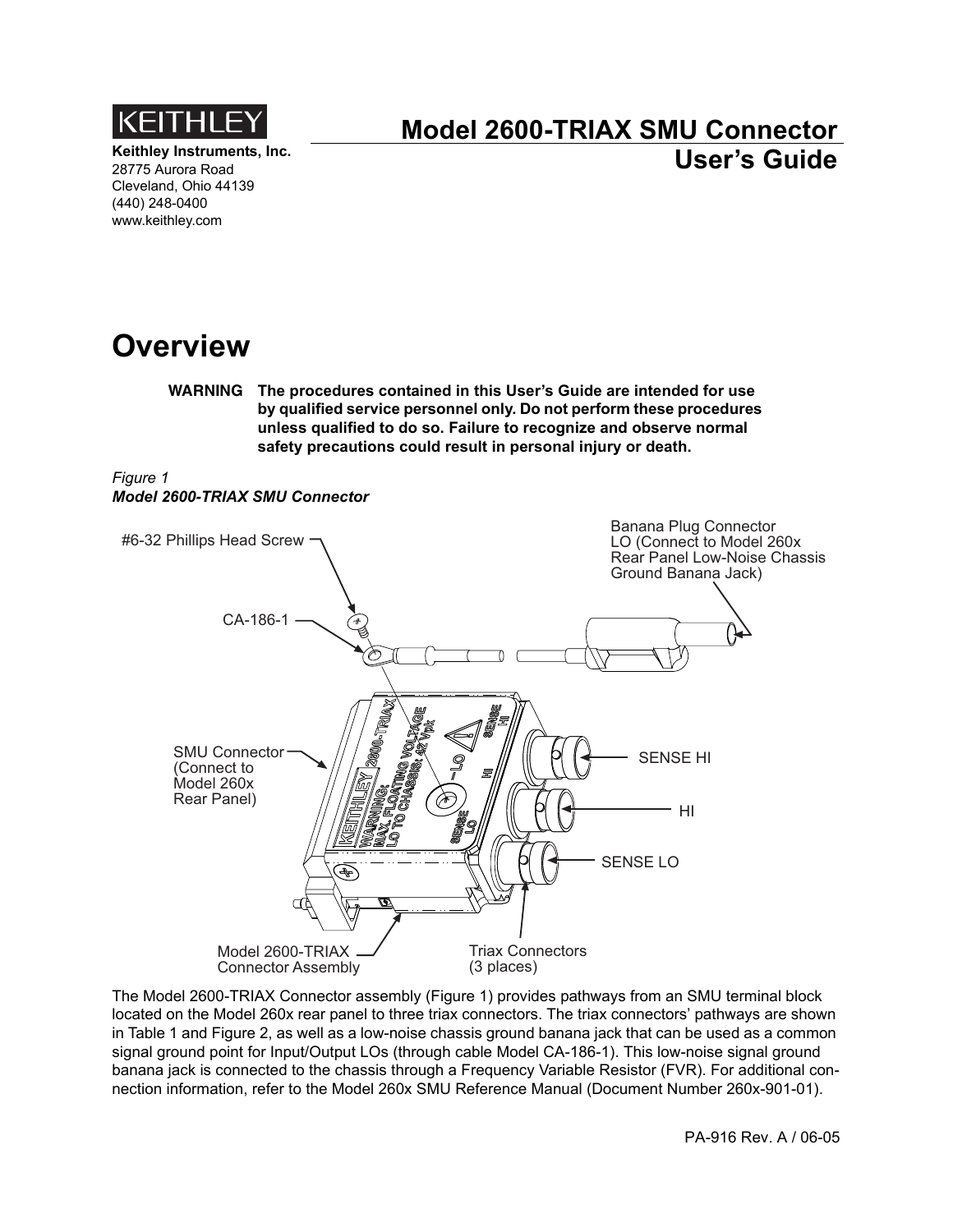KEITHLEY

**Keithley Instruments, Inc.**
28775 Aurora Road
Cleveland, Ohio 44139
(440) 248-0400
www.keithley.com

# Model 2600-TRIAX SMU Connector User's Guide

## Overview

**WARNING The procedures contained in this User's Guide are intended for use by qualified service personnel only. Do not perform these procedures unless qualified to do so. Failure to recognize and observe normal safety precautions could result in personal injury or death.**

*Figure 1*
***Model 2600-TRIAX SMU Connector***

The Model 2600-TRIAX Connector assembly (Figure 1) provides pathways from an SMU terminal block located on the Model 260x rear panel to three triax connectors. The triax connectors' pathways are shown in Table 1 and Figure 2, as well as a low-noise chassis ground banana jack that can be used as a common signal ground point for Input/Output LOs (through cable Model CA-186-1). This low-noise signal ground banana jack is connected to the chassis through a Frequency Variable Resistor (FVR). For additional connection information, refer to the Model 260x SMU Reference Manual (Document Number 260x-901-01).

PA-916 Rev. A / 06-05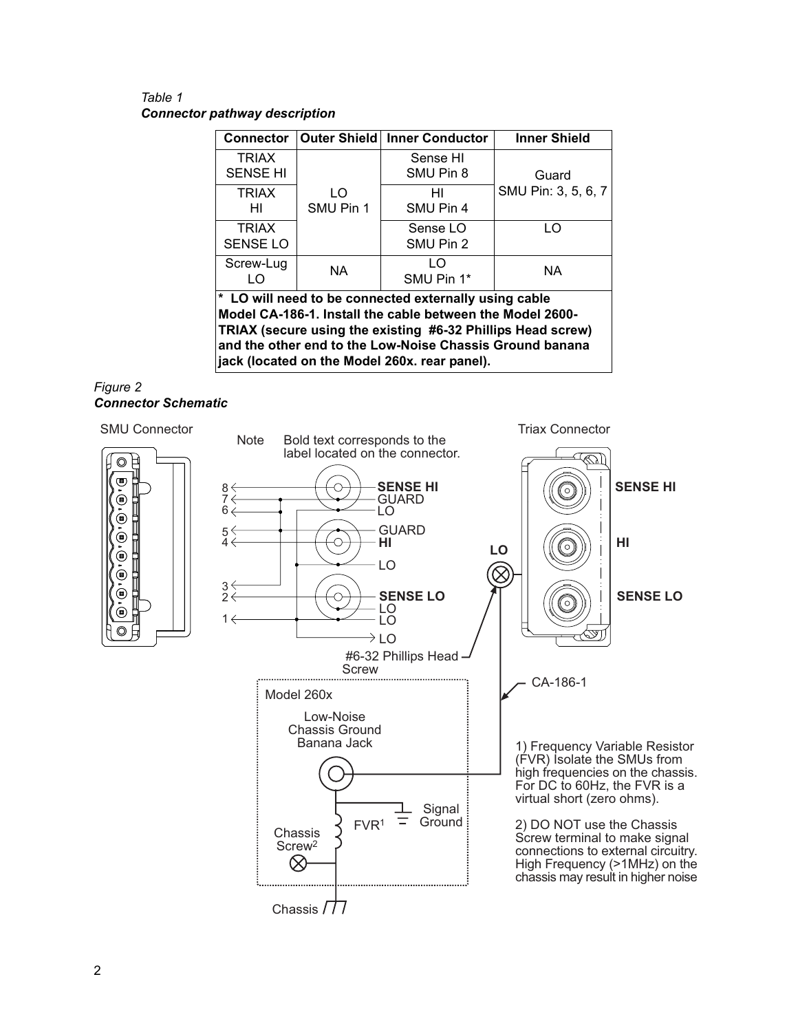*Table 1*
***Connector pathway description***

| Connector | Outer Shield | Inner Conductor | Inner Shield |
|---|---|---|---|
| TRIAX SENSE HI | LO SMU Pin 1 | Sense HI SMU Pin 8 | Guard SMU Pin: 3, 5, 6, 7 |
| TRIAX HI | | HI SMU Pin 4 | |
| TRIAX SENSE LO | | Sense LO SMU Pin 2 | LO |
| Screw-Lug LO | NA | LO SMU Pin 1* | NA |

**\* LO will need to be connected externally using cable Model CA-186-1. Install the cable between the Model 2600-TRIAX (secure using the existing #6-32 Phillips Head screw) and the other end to the Low-Noise Chassis Ground banana jack (located on the Model 260x. rear panel).**

*Figure 2*
***Connector Schematic***

SMU Connector

Note Bold text corresponds to the label located on the connector.

Triax Connector

8, 7, 6, 5, 4, 3, 2, 1

**SENSE HI**, GUARD, LO, GUARD, **HI**, LO, **SENSE LO**, LO, LO, LO

**LO**

**SENSE HI**

**HI**

**SENSE LO**

#6-32 Phillips Head Screw

CA-186-1

Model 260x

Low-Noise Chassis Ground Banana Jack

FVR[1]

Signal Ground

Chassis Screw[2]

Chassis

1) Frequency Variable Resistor (FVR) Isolate the SMUs from high frequencies on the chassis. For DC to 60Hz, the FVR is a virtual short (zero ohms).

2) DO NOT use the Chassis Screw terminal to make signal connections to external circuitry. High Frequency (>1MHz) on the chassis may result in higher noise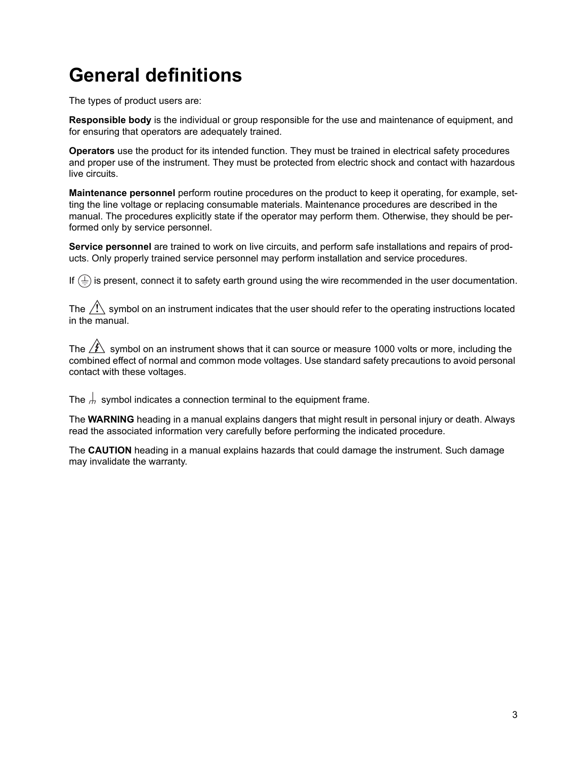# General definitions

The types of product users are:

**Responsible body** is the individual or group responsible for the use and maintenance of equipment, and for ensuring that operators are adequately trained.

**Operators** use the product for its intended function. They must be trained in electrical safety procedures and proper use of the instrument. They must be protected from electric shock and contact with hazardous live circuits.

**Maintenance personnel** perform routine procedures on the product to keep it operating, for example, setting the line voltage or replacing consumable materials. Maintenance procedures are described in the manual. The procedures explicitly state if the operator may perform them. Otherwise, they should be performed only by service personnel.

**Service personnel** are trained to work on live circuits, and perform safe installations and repairs of products. Only properly trained service personnel may perform installation and service procedures.

If ⏚ is present, connect it to safety earth ground using the wire recommended in the user documentation.

The ⚠ symbol on an instrument indicates that the user should refer to the operating instructions located in the manual.

The ⚡ symbol on an instrument shows that it can source or measure 1000 volts or more, including the combined effect of normal and common mode voltages. Use standard safety precautions to avoid personal contact with these voltages.

The ⊥ symbol indicates a connection terminal to the equipment frame.

The **WARNING** heading in a manual explains dangers that might result in personal injury or death. Always read the associated information very carefully before performing the indicated procedure.

The **CAUTION** heading in a manual explains hazards that could damage the instrument. Such damage may invalidate the warranty.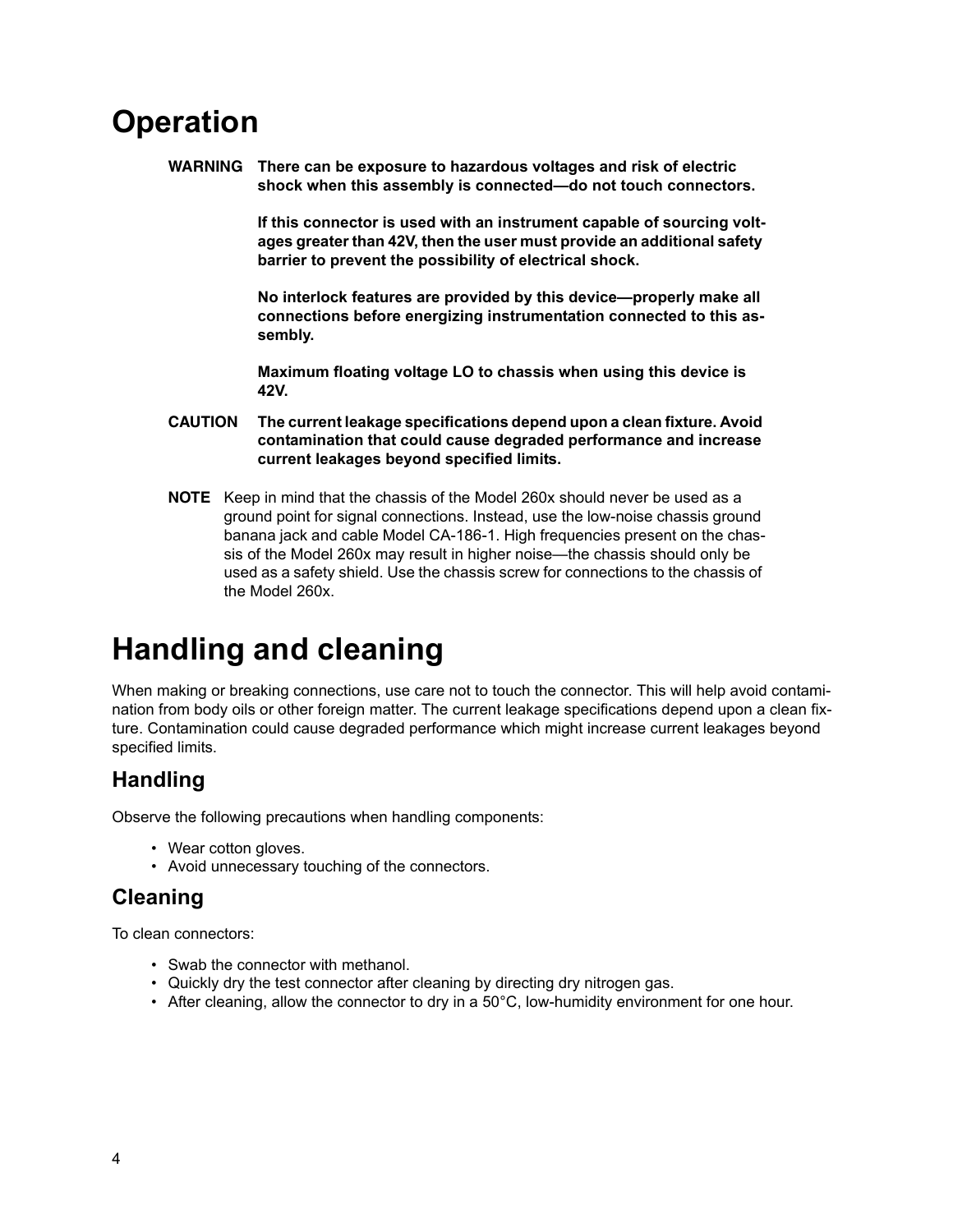# Operation

**WARNING** **There can be exposure to hazardous voltages and risk of electric shock when this assembly is connected—do not touch connectors.**

**If this connector is used with an instrument capable of sourcing voltages greater than 42V, then the user must provide an additional safety barrier to prevent the possibility of electrical shock.**

**No interlock features are provided by this device—properly make all connections before energizing instrumentation connected to this assembly.**

**Maximum floating voltage LO to chassis when using this device is 42V.**

**CAUTION** **The current leakage specifications depend upon a clean fixture. Avoid contamination that could cause degraded performance and increase current leakages beyond specified limits.**

**NOTE** Keep in mind that the chassis of the Model 260x should never be used as a ground point for signal connections. Instead, use the low-noise chassis ground banana jack and cable Model CA-186-1. High frequencies present on the chassis of the Model 260x may result in higher noise—the chassis should only be used as a safety shield. Use the chassis screw for connections to the chassis of the Model 260x.

# Handling and cleaning

When making or breaking connections, use care not to touch the connector. This will help avoid contamination from body oils or other foreign matter. The current leakage specifications depend upon a clean fixture. Contamination could cause degraded performance which might increase current leakages beyond specified limits.

## Handling

Observe the following precautions when handling components:

- Wear cotton gloves.
- Avoid unnecessary touching of the connectors.

## Cleaning

To clean connectors:

- Swab the connector with methanol.
- Quickly dry the test connector after cleaning by directing dry nitrogen gas.
- After cleaning, allow the connector to dry in a 50°C, low-humidity environment for one hour.